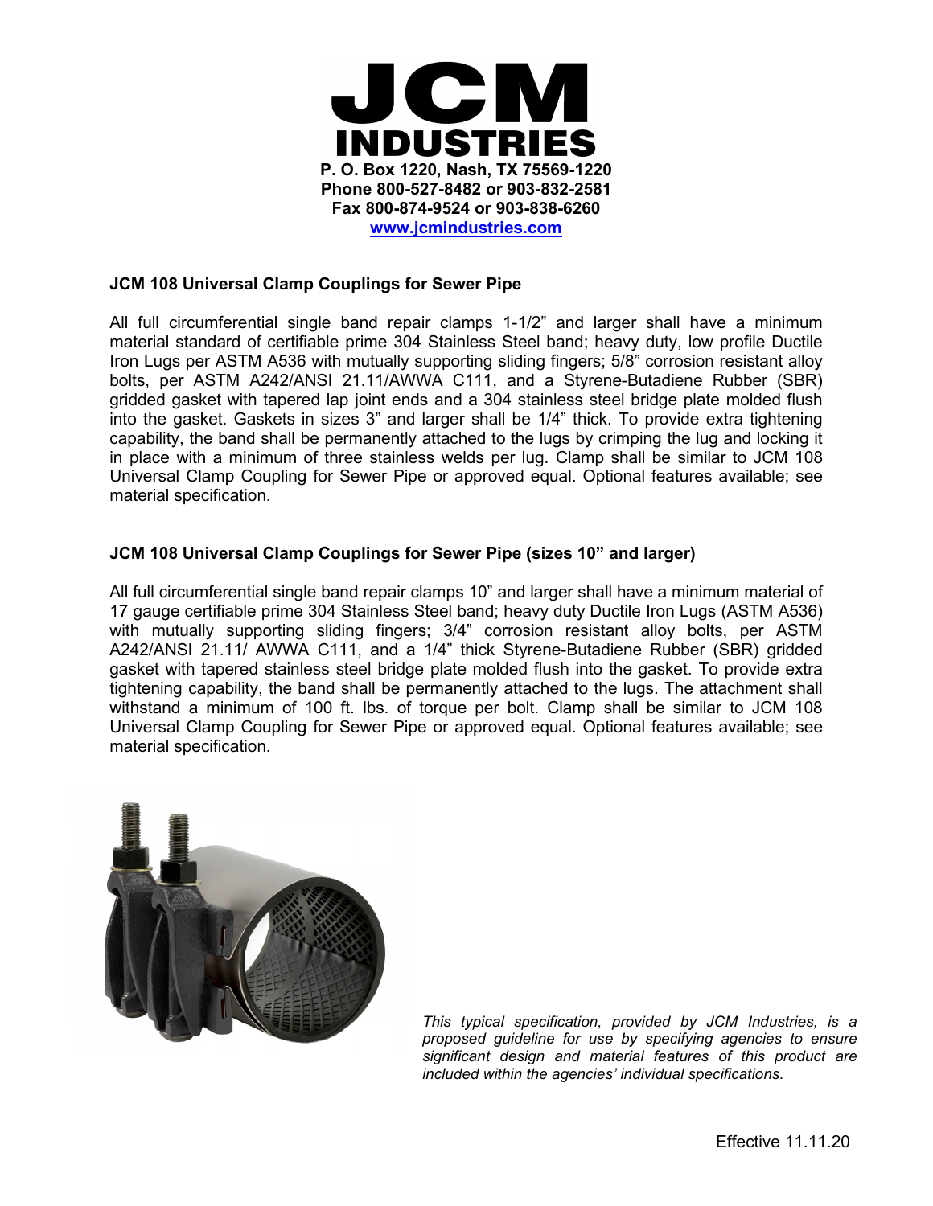# JCM INDUSTRIES

**P. O. Box 1220, Nash, TX 75569-1220**
**Phone 800-527-8482 or 903-832-2581**
**Fax 800-874-9524 or 903-838-6260**
**www.jcmindustries.com**

**JCM 108 Universal Clamp Couplings for Sewer Pipe**

All full circumferential single band repair clamps 1-1/2" and larger shall have a minimum material standard of certifiable prime 304 Stainless Steel band; heavy duty, low profile Ductile Iron Lugs per ASTM A536 with mutually supporting sliding fingers; 5/8" corrosion resistant alloy bolts, per ASTM A242/ANSI 21.11/AWWA C111, and a Styrene-Butadiene Rubber (SBR) gridded gasket with tapered lap joint ends and a 304 stainless steel bridge plate molded flush into the gasket. Gaskets in sizes 3" and larger shall be 1/4" thick. To provide extra tightening capability, the band shall be permanently attached to the lugs by crimping the lug and locking it in place with a minimum of three stainless welds per lug. Clamp shall be similar to JCM 108 Universal Clamp Coupling for Sewer Pipe or approved equal. Optional features available; see material specification.

**JCM 108 Universal Clamp Couplings for Sewer Pipe (sizes 10" and larger)**

All full circumferential single band repair clamps 10" and larger shall have a minimum material of 17 gauge certifiable prime 304 Stainless Steel band; heavy duty Ductile Iron Lugs (ASTM A536) with mutually supporting sliding fingers; 3/4" corrosion resistant alloy bolts, per ASTM A242/ANSI 21.11/ AWWA C111, and a 1/4" thick Styrene-Butadiene Rubber (SBR) gridded gasket with tapered stainless steel bridge plate molded flush into the gasket. To provide extra tightening capability, the band shall be permanently attached to the lugs. The attachment shall withstand a minimum of 100 ft. lbs. of torque per bolt. Clamp shall be similar to JCM 108 Universal Clamp Coupling for Sewer Pipe or approved equal. Optional features available; see material specification.

*This typical specification, provided by JCM Industries, is a proposed guideline for use by specifying agencies to ensure significant design and material features of this product are included within the agencies' individual specifications.*

Effective 11.11.20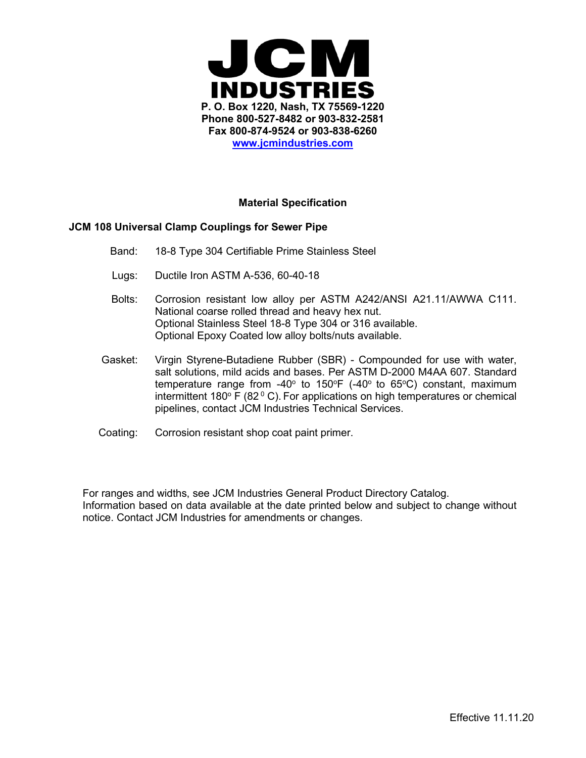# JCM INDUSTRIES

**P. O. Box 1220, Nash, TX 75569-1220**
**Phone 800-527-8482 or 903-832-2581**
**Fax 800-874-9524 or 903-838-6260**
**[www.jcmindustries.com](http://www.jcmindustries.com)**

## Material Specification

### JCM 108 Universal Clamp Couplings for Sewer Pipe

**Band:** 18-8 Type 304 Certifiable Prime Stainless Steel

**Lugs:** Ductile Iron ASTM A-536, 60-40-18

**Bolts:** Corrosion resistant low alloy per ASTM A242/ANSI A21.11/AWWA C111. National coarse rolled thread and heavy hex nut.
Optional Stainless Steel 18-8 Type 304 or 316 available.
Optional Epoxy Coated low alloy bolts/nuts available.

**Gasket:** Virgin Styrene-Butadiene Rubber (SBR) - Compounded for use with water, salt solutions, mild acids and bases. Per ASTM D-2000 M4AA 607. Standard temperature range from -40$^{o}$ to 150$^{o}$F (-40$^{o}$ to 65$^{o}$C) constant, maximum intermittent 180$^{o}$ F (82$^{0}$ C). For applications on high temperatures or chemical pipelines, contact JCM Industries Technical Services.

**Coating:** Corrosion resistant shop coat paint primer.

For ranges and widths, see JCM Industries General Product Directory Catalog.
Information based on data available at the date printed below and subject to change without notice. Contact JCM Industries for amendments or changes.

Effective 11.11.20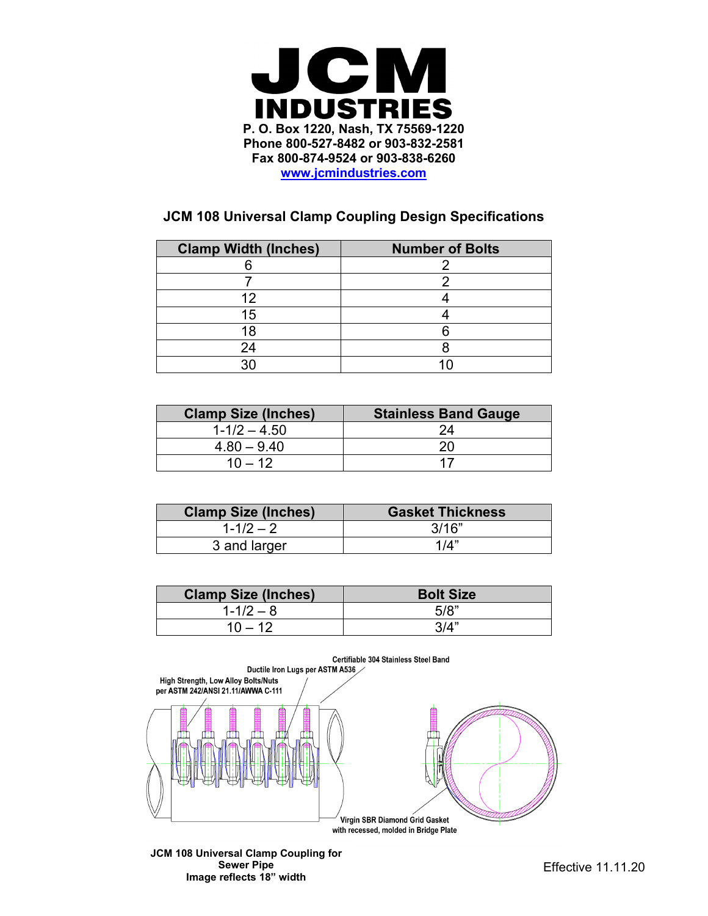# JCM INDUSTRIES

**P. O. Box 1220, Nash, TX 75569-1220**
**Phone 800-527-8482 or 903-832-2581**
**Fax 800-874-9524 or 903-838-6260**
**www.jcmindustries.com**

## JCM 108 Universal Clamp Coupling Design Specifications

| Clamp Width (Inches) | Number of Bolts |
|---|---|
| 6 | 2 |
| 7 | 2 |
| 12 | 4 |
| 15 | 4 |
| 18 | 6 |
| 24 | 8 |
| 30 | 10 |

| Clamp Size (Inches) | Stainless Band Gauge |
|---|---|
| 1-1/2 – 4.50 | 24 |
| 4.80 – 9.40 | 20 |
| 10 – 12 | 17 |

| Clamp Size (Inches) | Gasket Thickness |
|---|---|
| 1-1/2 – 2 | 3/16" |
| 3 and larger | 1/4" |

| Clamp Size (Inches) | Bolt Size |
|---|---|
| 1-1/2 – 8 | 5/8" |
| 10 – 12 | 3/4" |

Certifiable 304 Stainless Steel Band

Ductile Iron Lugs per ASTM A536

High Strength, Low Alloy Bolts/Nuts per ASTM 242/ANSI 21.11/AWWA C-111

Virgin SBR Diamond Grid Gasket with recessed, molded in Bridge Plate

**JCM 108 Universal Clamp Coupling for Sewer Pipe**
**Image reflects 18" width**

Effective 11.11.20